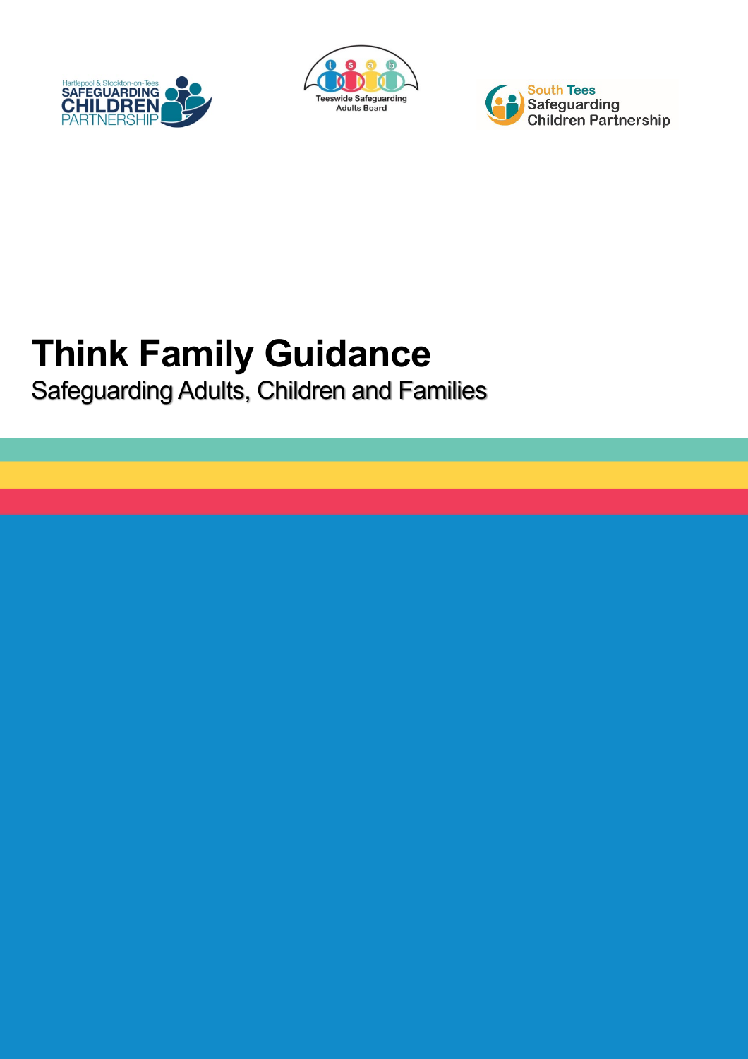Hartlepool & Stockton-on-Tees Safeguarding Children Partnership

Teeswide Safeguarding Adults Board

South Tees Safeguarding Children Partnership

# Think Family Guidance

Safeguarding Adults, Children and Families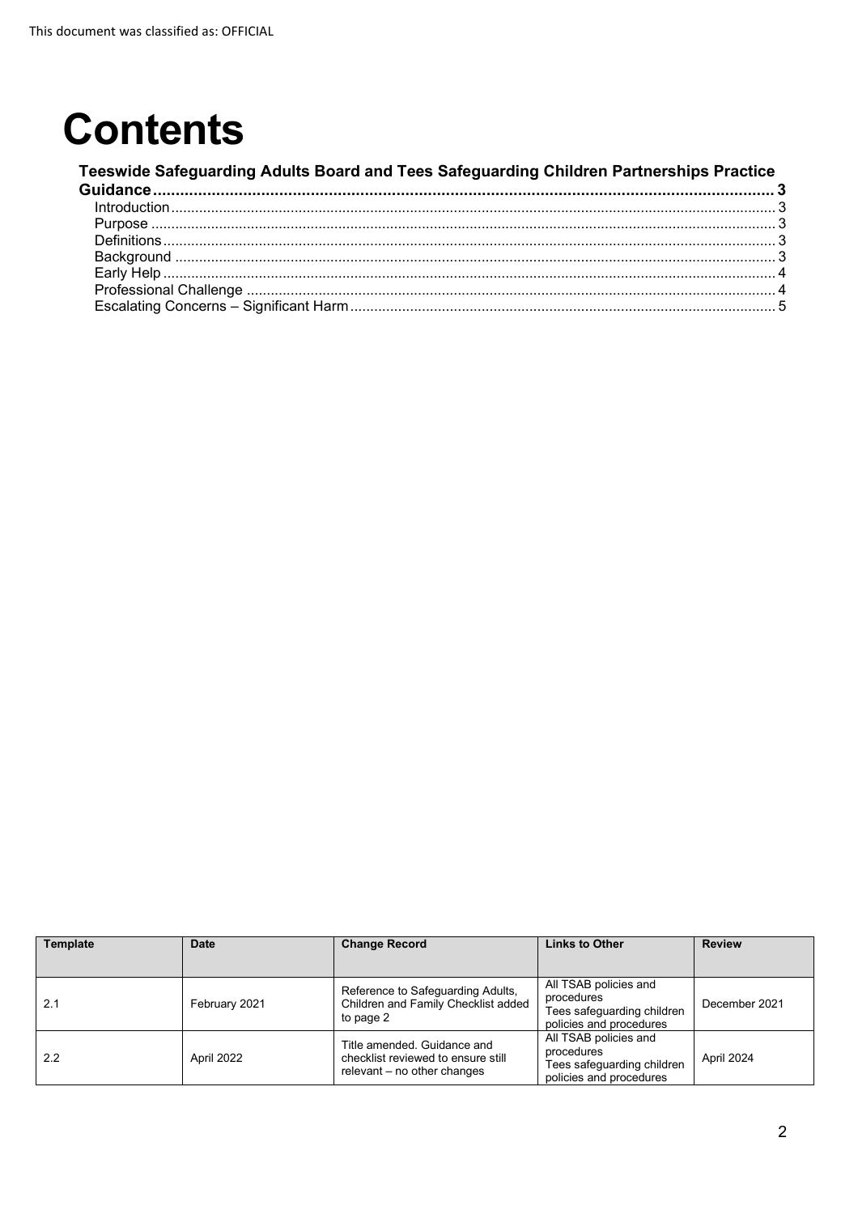This document was classified as: OFFICIAL

# Contents

**Teeswide Safeguarding Adults Board and Tees Safeguarding Children Partnerships Practice Guidance** ........ 3

- Introduction ........ 3
- Purpose ........ 3
- Definitions ........ 3
- Background ........ 3
- Early Help ........ 4
- Professional Challenge ........ 4
- Escalating Concerns – Significant Harm ........ 5

| Template | Date | Change Record | Links to Other | Review |
|---|---|---|---|---|
| 2.1 | February 2021 | Reference to Safeguarding Adults, Children and Family Checklist added to page 2 | All TSAB policies and procedures<br>Tees safeguarding children policies and procedures | December 2021 |
| 2.2 | April 2022 | Title amended. Guidance and checklist reviewed to ensure still relevant – no other changes | All TSAB policies and procedures<br>Tees safeguarding children policies and procedures | April 2024 |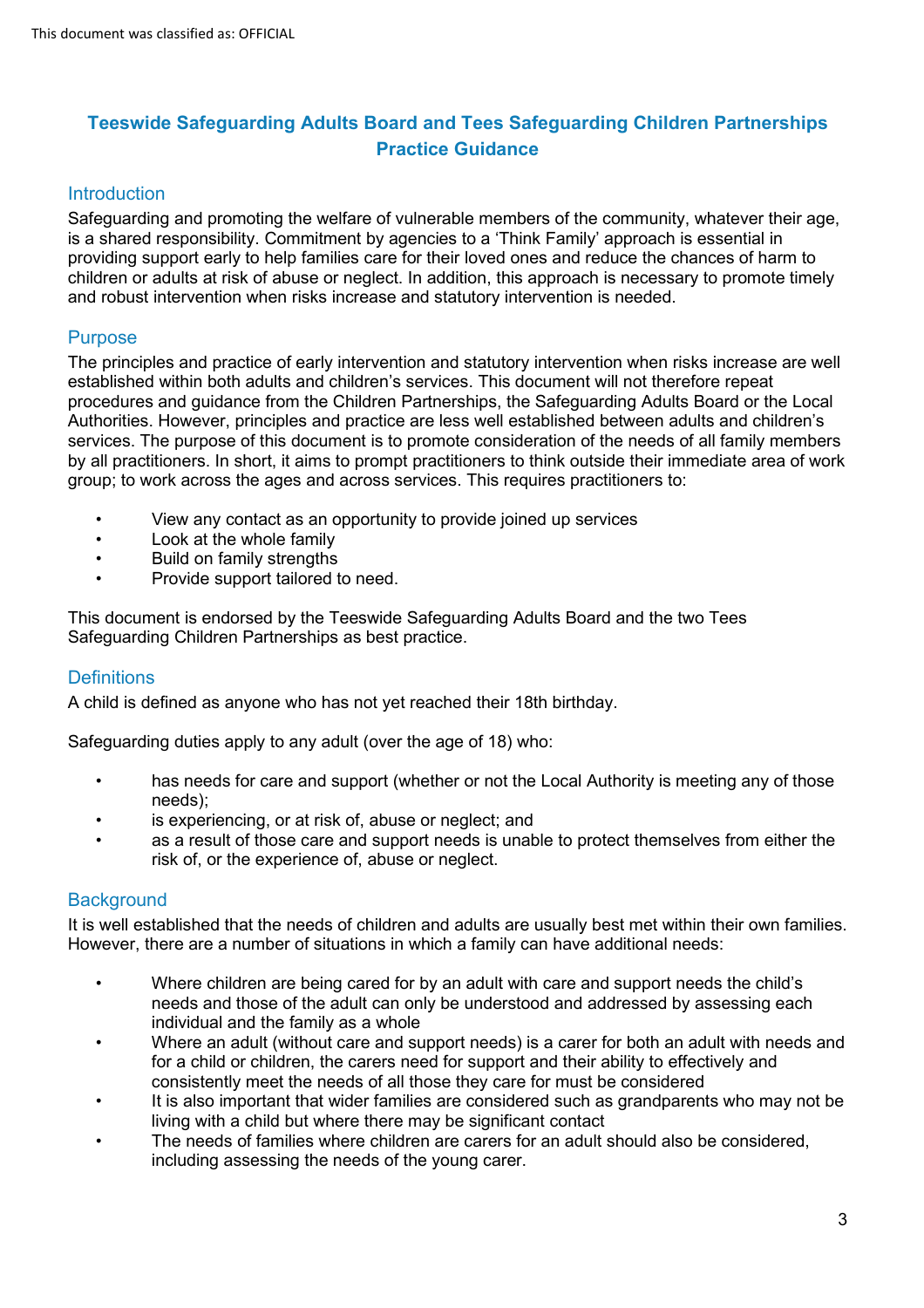# Teeswide Safeguarding Adults Board and Tees Safeguarding Children Partnerships Practice Guidance

## Introduction

Safeguarding and promoting the welfare of vulnerable members of the community, whatever their age, is a shared responsibility. Commitment by agencies to a 'Think Family' approach is essential in providing support early to help families care for their loved ones and reduce the chances of harm to children or adults at risk of abuse or neglect. In addition, this approach is necessary to promote timely and robust intervention when risks increase and statutory intervention is needed.

## Purpose

The principles and practice of early intervention and statutory intervention when risks increase are well established within both adults and children's services. This document will not therefore repeat procedures and guidance from the Children Partnerships, the Safeguarding Adults Board or the Local Authorities. However, principles and practice are less well established between adults and children's services. The purpose of this document is to promote consideration of the needs of all family members by all practitioners. In short, it aims to prompt practitioners to think outside their immediate area of work group; to work across the ages and across services. This requires practitioners to:

- View any contact as an opportunity to provide joined up services
- Look at the whole family
- Build on family strengths
- Provide support tailored to need.

This document is endorsed by the Teeswide Safeguarding Adults Board and the two Tees Safeguarding Children Partnerships as best practice.

## Definitions

A child is defined as anyone who has not yet reached their 18th birthday.

Safeguarding duties apply to any adult (over the age of 18) who:

- has needs for care and support (whether or not the Local Authority is meeting any of those needs);
- is experiencing, or at risk of, abuse or neglect; and
- as a result of those care and support needs is unable to protect themselves from either the risk of, or the experience of, abuse or neglect.

## Background

It is well established that the needs of children and adults are usually best met within their own families. However, there are a number of situations in which a family can have additional needs:

- Where children are being cared for by an adult with care and support needs the child's needs and those of the adult can only be understood and addressed by assessing each individual and the family as a whole
- Where an adult (without care and support needs) is a carer for both an adult with needs and for a child or children, the carers need for support and their ability to effectively and consistently meet the needs of all those they care for must be considered
- It is also important that wider families are considered such as grandparents who may not be living with a child but where there may be significant contact
- The needs of families where children are carers for an adult should also be considered, including assessing the needs of the young carer.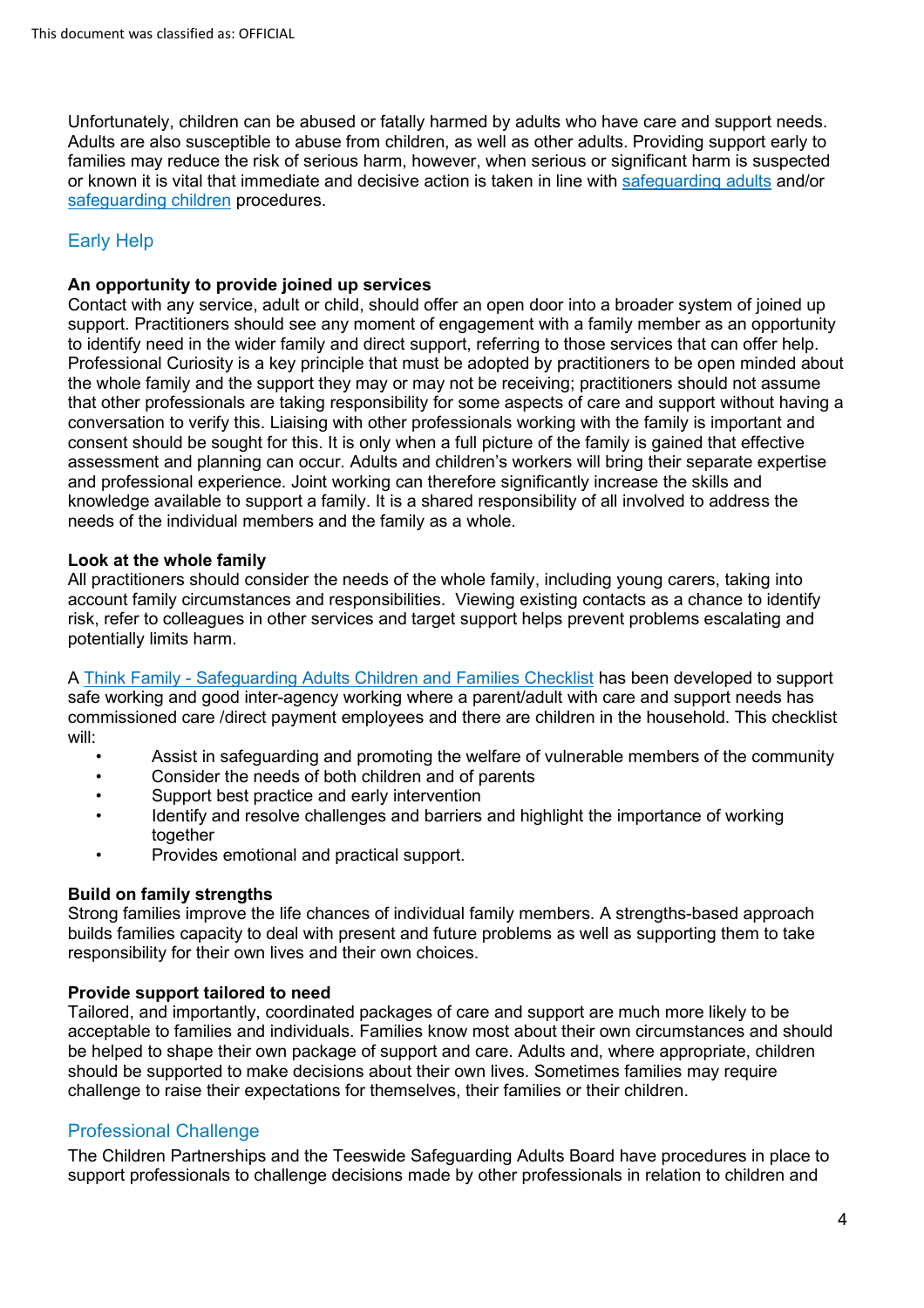Unfortunately, children can be abused or fatally harmed by adults who have care and support needs. Adults are also susceptible to abuse from children, as well as other adults. Providing support early to families may reduce the risk of serious harm, however, when serious or significant harm is suspected or known it is vital that immediate and decisive action is taken in line with safeguarding adults and/or safeguarding children procedures.

## Early Help

**An opportunity to provide joined up services**
Contact with any service, adult or child, should offer an open door into a broader system of joined up support. Practitioners should see any moment of engagement with a family member as an opportunity to identify need in the wider family and direct support, referring to those services that can offer help. Professional Curiosity is a key principle that must be adopted by practitioners to be open minded about the whole family and the support they may or may not be receiving; practitioners should not assume that other professionals are taking responsibility for some aspects of care and support without having a conversation to verify this. Liaising with other professionals working with the family is important and consent should be sought for this. It is only when a full picture of the family is gained that effective assessment and planning can occur. Adults and children's workers will bring their separate expertise and professional experience. Joint working can therefore significantly increase the skills and knowledge available to support a family. It is a shared responsibility of all involved to address the needs of the individual members and the family as a whole.

**Look at the whole family**
All practitioners should consider the needs of the whole family, including young carers, taking into account family circumstances and responsibilities. Viewing existing contacts as a chance to identify risk, refer to colleagues in other services and target support helps prevent problems escalating and potentially limits harm.

A Think Family - Safeguarding Adults Children and Families Checklist has been developed to support safe working and good inter-agency working where a parent/adult with care and support needs has commissioned care /direct payment employees and there are children in the household. This checklist will:

- Assist in safeguarding and promoting the welfare of vulnerable members of the community
- Consider the needs of both children and of parents
- Support best practice and early intervention
- Identify and resolve challenges and barriers and highlight the importance of working together
- Provides emotional and practical support.

**Build on family strengths**
Strong families improve the life chances of individual family members. A strengths-based approach builds families capacity to deal with present and future problems as well as supporting them to take responsibility for their own lives and their own choices.

**Provide support tailored to need**
Tailored, and importantly, coordinated packages of care and support are much more likely to be acceptable to families and individuals. Families know most about their own circumstances and should be helped to shape their own package of support and care. Adults and, where appropriate, children should be supported to make decisions about their own lives. Sometimes families may require challenge to raise their expectations for themselves, their families or their children.

## Professional Challenge

The Children Partnerships and the Teeswide Safeguarding Adults Board have procedures in place to support professionals to challenge decisions made by other professionals in relation to children and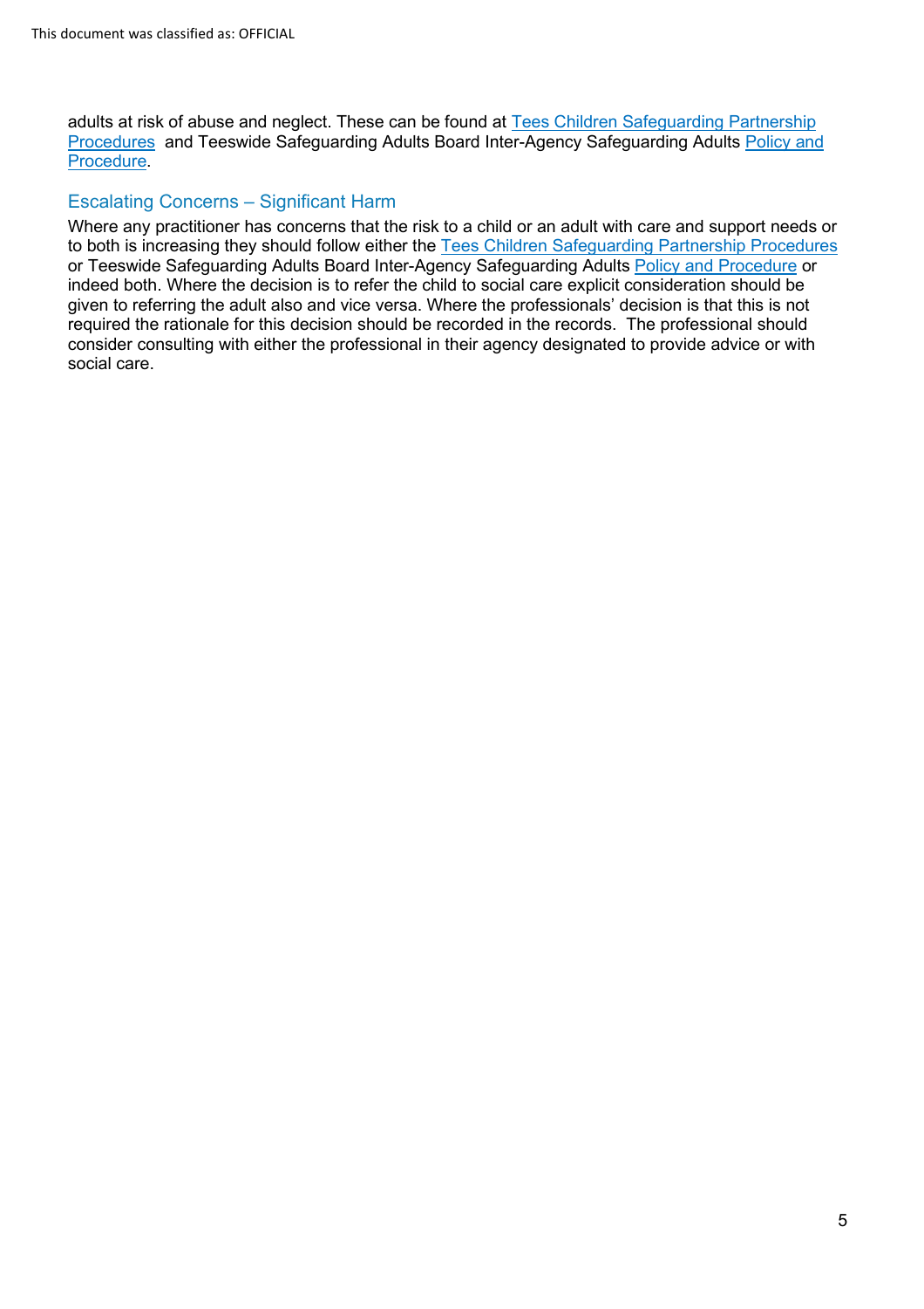adults at risk of abuse and neglect. These can be found at [Tees Children Safeguarding Partnership Procedures] and Teeswide Safeguarding Adults Board Inter-Agency Safeguarding Adults [Policy and Procedure].

## Escalating Concerns – Significant Harm

Where any practitioner has concerns that the risk to a child or an adult with care and support needs or to both is increasing they should follow either the [Tees Children Safeguarding Partnership Procedures] or Teeswide Safeguarding Adults Board Inter-Agency Safeguarding Adults [Policy and Procedure] or indeed both. Where the decision is to refer the child to social care explicit consideration should be given to referring the adult also and vice versa. Where the professionals' decision is that this is not required the rationale for this decision should be recorded in the records. The professional should consider consulting with either the professional in their agency designated to provide advice or with social care.